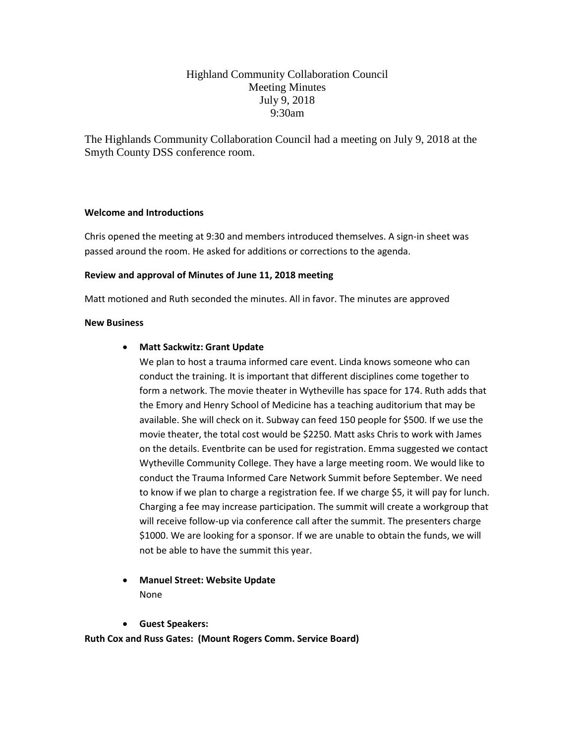# Highland Community Collaboration Council
## Meeting Minutes
## July 9, 2018
## 9:30am

The Highlands Community Collaboration Council had a meeting on July 9, 2018 at the Smyth County DSS conference room.

**Welcome and Introductions**

Chris opened the meeting at 9:30 and members introduced themselves. A sign-in sheet was passed around the room. He asked for additions or corrections to the agenda.

**Review and approval of Minutes of June 11, 2018 meeting**

Matt motioned and Ruth seconded the minutes. All in favor. The minutes are approved

**New Business**

- **Matt Sackwitz: Grant Update**
  We plan to host a trauma informed care event. Linda knows someone who can conduct the training. It is important that different disciplines come together to form a network. The movie theater in Wytheville has space for 174. Ruth adds that the Emory and Henry School of Medicine has a teaching auditorium that may be available. She will check on it. Subway can feed 150 people for $500. If we use the movie theater, the total cost would be $2250. Matt asks Chris to work with James on the details. Eventbrite can be used for registration. Emma suggested we contact Wytheville Community College. They have a large meeting room. We would like to conduct the Trauma Informed Care Network Summit before September. We need to know if we plan to charge a registration fee. If we charge $5, it will pay for lunch. Charging a fee may increase participation. The summit will create a workgroup that will receive follow-up via conference call after the summit. The presenters charge $1000. We are looking for a sponsor. If we are unable to obtain the funds, we will not be able to have the summit this year.

- **Manuel Street: Website Update**
  None

- **Guest Speakers:**

**Ruth Cox and Russ Gates: (Mount Rogers Comm. Service Board)**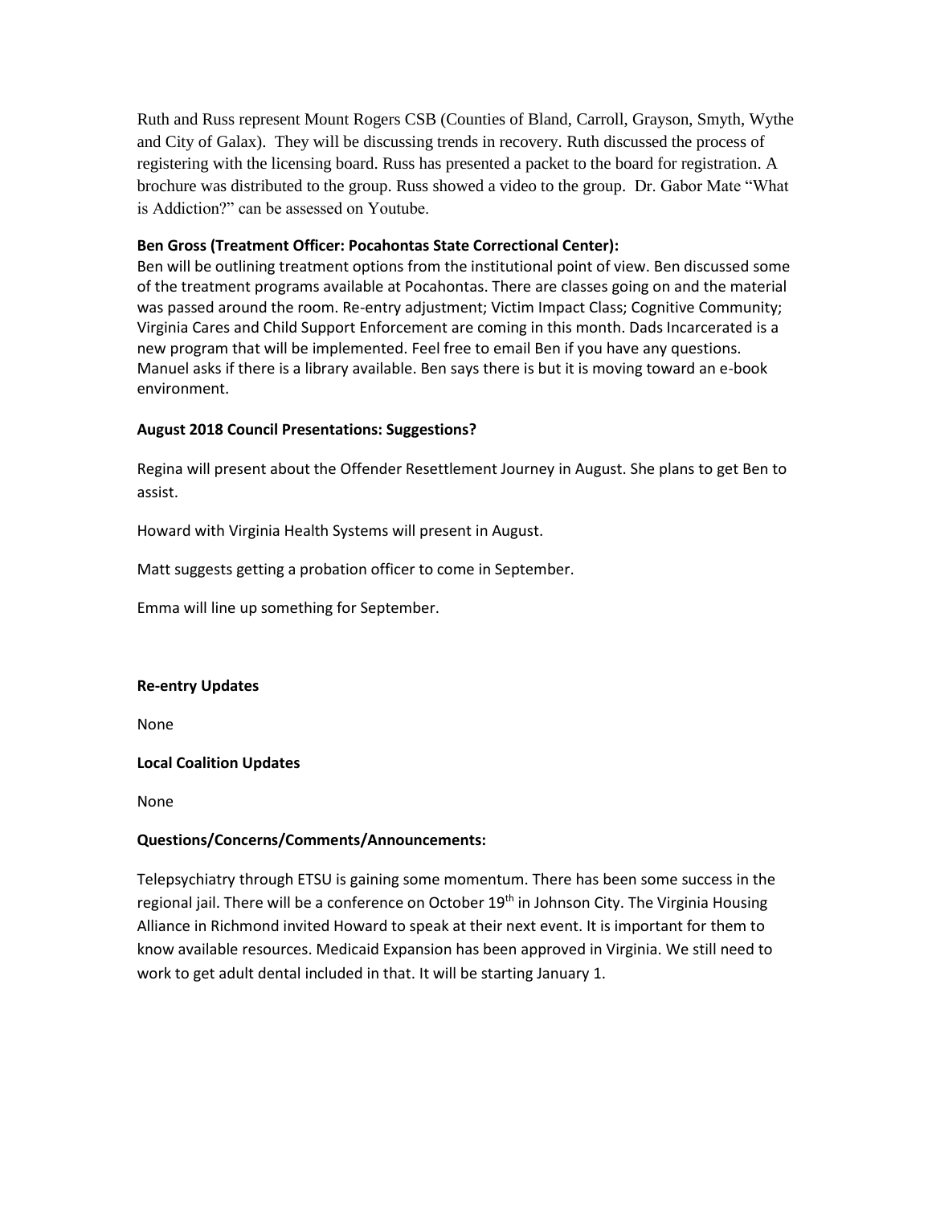Ruth and Russ represent Mount Rogers CSB (Counties of Bland, Carroll, Grayson, Smyth, Wythe and City of Galax). They will be discussing trends in recovery. Ruth discussed the process of registering with the licensing board. Russ has presented a packet to the board for registration. A brochure was distributed to the group. Russ showed a video to the group. Dr. Gabor Mate "What is Addiction?" can be assessed on Youtube.

**Ben Gross (Treatment Officer: Pocahontas State Correctional Center):**
Ben will be outlining treatment options from the institutional point of view. Ben discussed some of the treatment programs available at Pocahontas. There are classes going on and the material was passed around the room. Re-entry adjustment; Victim Impact Class; Cognitive Community; Virginia Cares and Child Support Enforcement are coming in this month. Dads Incarcerated is a new program that will be implemented. Feel free to email Ben if you have any questions. Manuel asks if there is a library available. Ben says there is but it is moving toward an e-book environment.

**August 2018 Council Presentations: Suggestions?**

Regina will present about the Offender Resettlement Journey in August. She plans to get Ben to assist.

Howard with Virginia Health Systems will present in August.

Matt suggests getting a probation officer to come in September.

Emma will line up something for September.

**Re-entry Updates**

None

**Local Coalition Updates**

None

**Questions/Concerns/Comments/Announcements:**

Telepsychiatry through ETSU is gaining some momentum. There has been some success in the regional jail. There will be a conference on October 19th in Johnson City. The Virginia Housing Alliance in Richmond invited Howard to speak at their next event. It is important for them to know available resources. Medicaid Expansion has been approved in Virginia. We still need to work to get adult dental included in that. It will be starting January 1.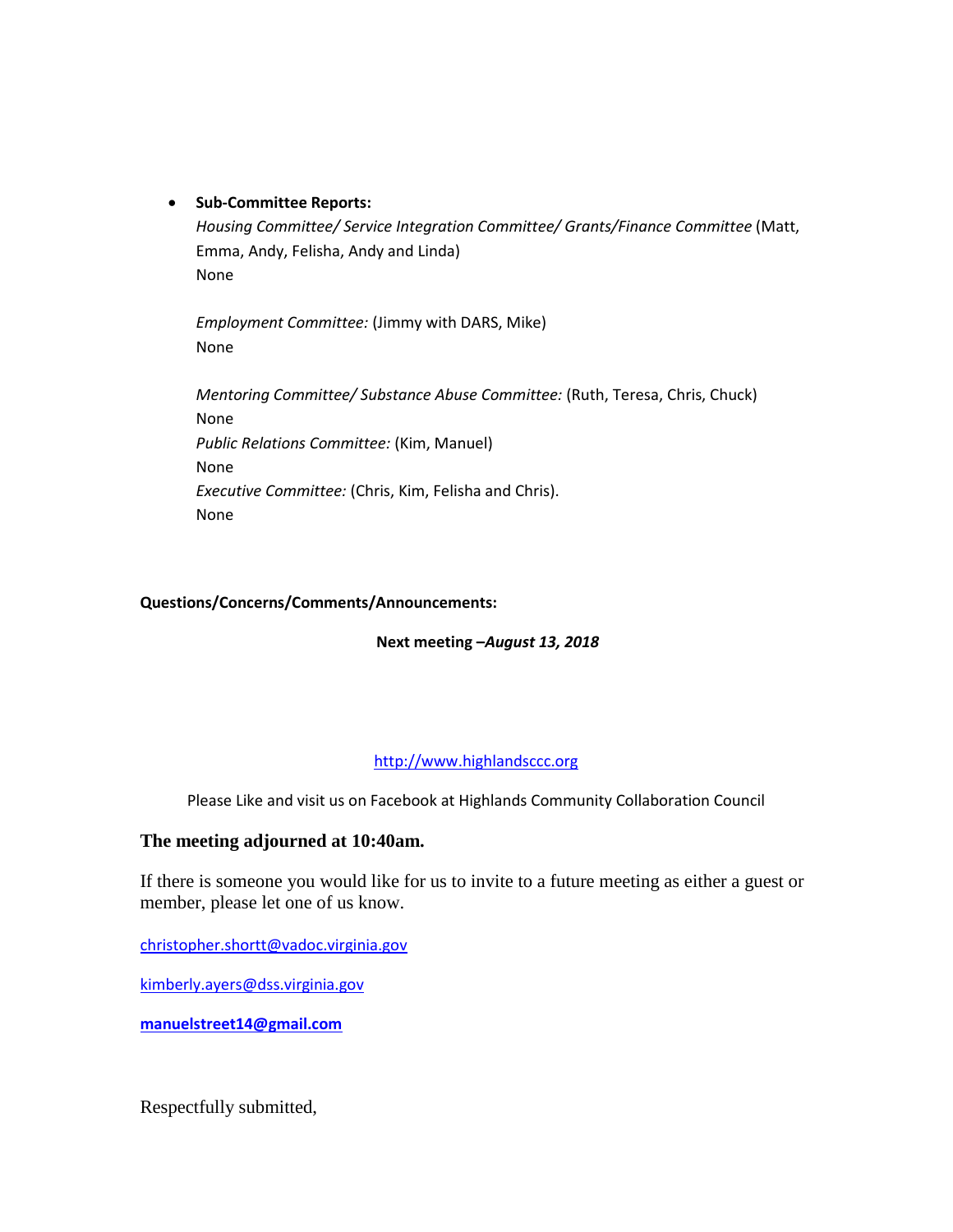- **Sub-Committee Reports:**

  *Housing Committee/ Service Integration Committee/ Grants/Finance Committee* (Matt, Emma, Andy, Felisha, Andy and Linda)
  None

  *Employment Committee:* (Jimmy with DARS, Mike)
  None

  *Mentoring Committee/ Substance Abuse Committee:* (Ruth, Teresa, Chris, Chuck)
  None
  *Public Relations Committee:* (Kim, Manuel)
  None
  *Executive Committee:* (Chris, Kim, Felisha and Chris).
  None

**Questions/Concerns/Comments/Announcements:**

**Next meeting –*August 13, 2018***

http://www.highlandsccc.org

Please Like and visit us on Facebook at Highlands Community Collaboration Council

**The meeting adjourned at 10:40am.**

If there is someone you would like for us to invite to a future meeting as either a guest or member, please let one of us know.

christopher.shortt@vadoc.virginia.gov

kimberly.ayers@dss.virginia.gov

**manuelstreet14@gmail.com**

Respectfully submitted,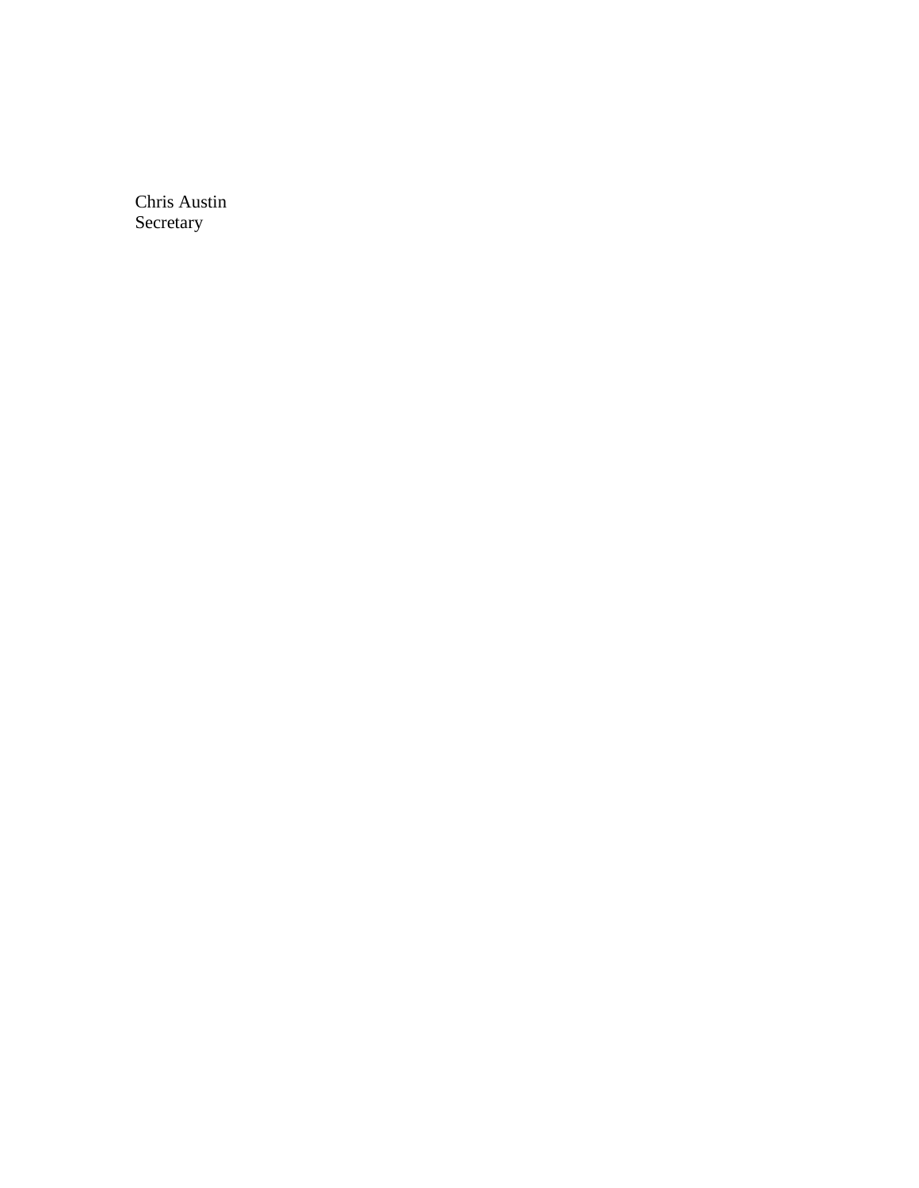Chris Austin
Secretary